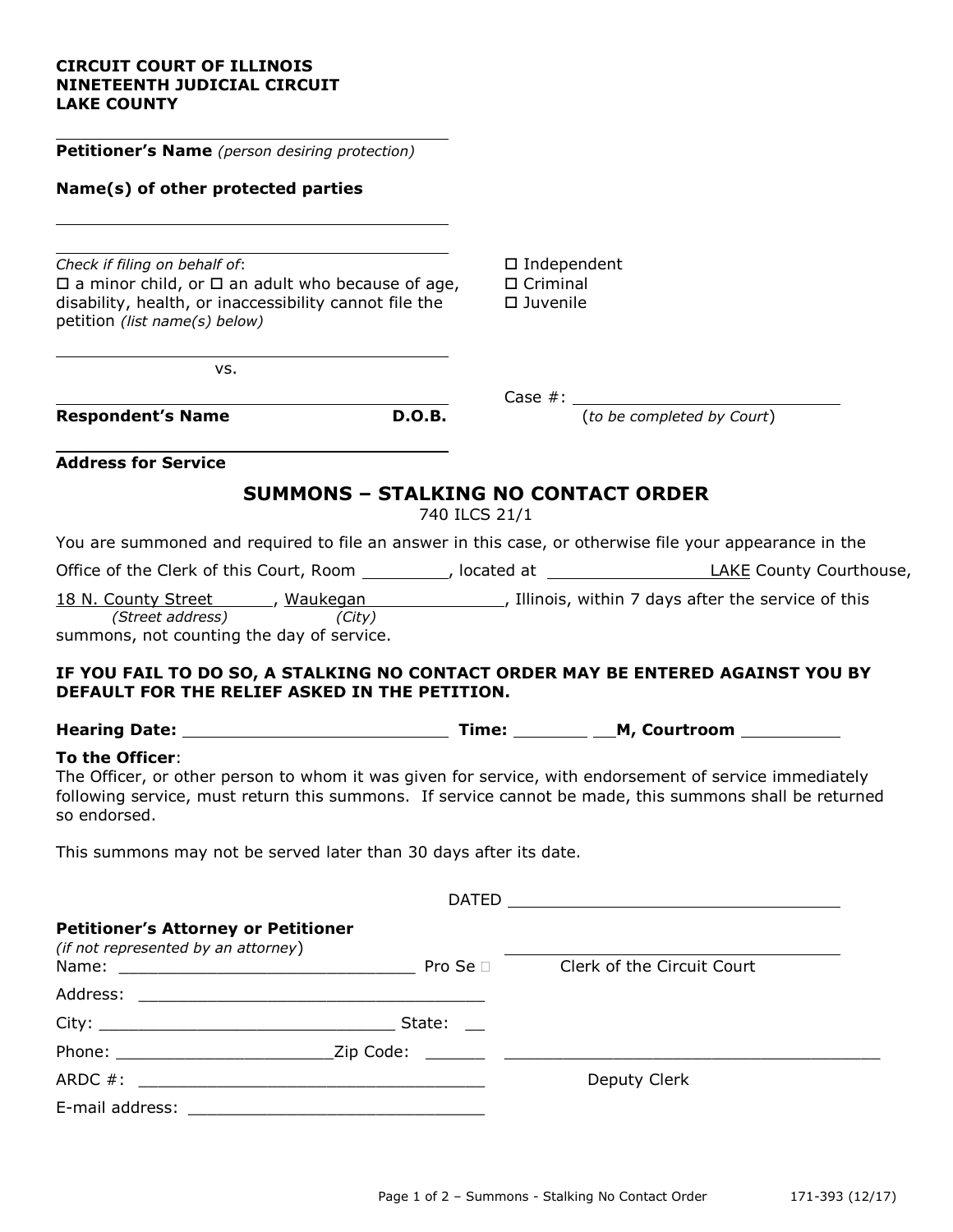**CIRCUIT COURT OF ILLINOIS**
**NINETEENTH JUDICIAL CIRCUIT**
**LAKE COUNTY**

______________________________________
**Petitioner's Name** *(person desiring protection)*

**Name(s) of other protected parties**

______________________________________

______________________________________

*Check if filing on behalf of*:
☐ a minor child, or ☐ an adult who because of age, disability, health, or inaccessibility cannot file the petition *(list name(s) below)*

☐ Independent
☐ Criminal
☐ Juvenile

______________________________________

vs.

______________________________________
**Respondent's Name** **D.O.B.**

Case #: ______________________
(*to be completed by Court*)

______________________________________
**Address for Service**

## SUMMONS – STALKING NO CONTACT ORDER

740 ILCS 21/1

You are summoned and required to file an answer in this case, or otherwise file your appearance in the Office of the Clerk of this Court, Room _________, located at LAKE County Courthouse, 18 N. County Street *(Street address)*, Waukegan *(City)*, Illinois, within 7 days after the service of this summons, not counting the day of service.

**IF YOU FAIL TO DO SO, A STALKING NO CONTACT ORDER MAY BE ENTERED AGAINST YOU BY DEFAULT FOR THE RELIEF ASKED IN THE PETITION.**

**Hearing Date:** ________________________ **Time:** _______ __**M, Courtroom** __________

**To the Officer**:
The Officer, or other person to whom it was given for service, with endorsement of service immediately following service, must return this summons. If service cannot be made, this summons shall be returned so endorsed.

This summons may not be served later than 30 days after its date.

DATED ______________________________

**Petitioner's Attorney or Petitioner**
*(if not represented by an attorney)*

Name: _______________________________ Pro Se ☐

Address: ___________________________________

City: ______________________________ State: __

Phone: ______________________Zip Code: ______

ARDC #: ___________________________________

E-mail address: ______________________________

______________________________________
Clerk of the Circuit Court

______________________________________
Deputy Clerk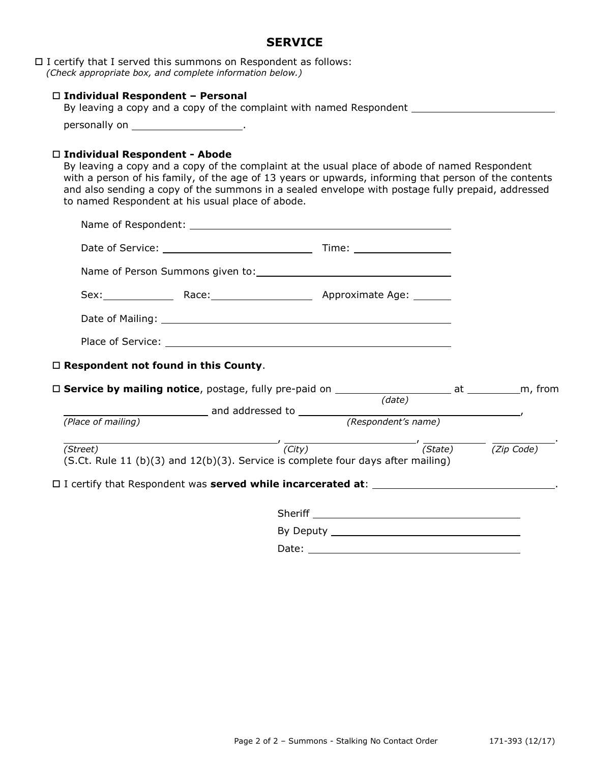## SERVICE

☐ I certify that I served this summons on Respondent as follows:
*(Check appropriate box, and complete information below.)*

☐ **Individual Respondent – Personal**
By leaving a copy and a copy of the complaint with named Respondent ________________________
personally on __________________.

☐ **Individual Respondent - Abode**
By leaving a copy and a copy of the complaint at the usual place of abode of named Respondent with a person of his family, of the age of 13 years or upwards, informing that person of the contents and also sending a copy of the summons in a sealed envelope with postage fully prepaid, addressed to named Respondent at his usual place of abode.

Name of Respondent: ____________________________________________

Date of Service: ________________________ Time: ________________

Name of Person Summons given to: ________________________________

Sex: ____________ Race: _________________ Approximate Age: _______

Date of Mailing: _________________________________________________

Place of Service: ________________________________________________

☐ **Respondent not found in this County**.

☐ **Service by mailing notice**, postage, fully pre-paid on ____________________ *(date)* at _________m, from ________________________ *(Place of mailing)* and addressed to ________________________________________ *(Respondent's name)*,

__________________________________ *(Street)*, ______________________ *(City)*, ___________ *(State)* ___________ *(Zip Code)*.
(S.Ct. Rule 11 (b)(3) and 12(b)(3). Service is complete four days after mailing)

☐ I certify that Respondent was **served while incarcerated at**: ______________________________.

Sheriff ____________________________________

By Deputy _________________________________

Date: ______________________________________